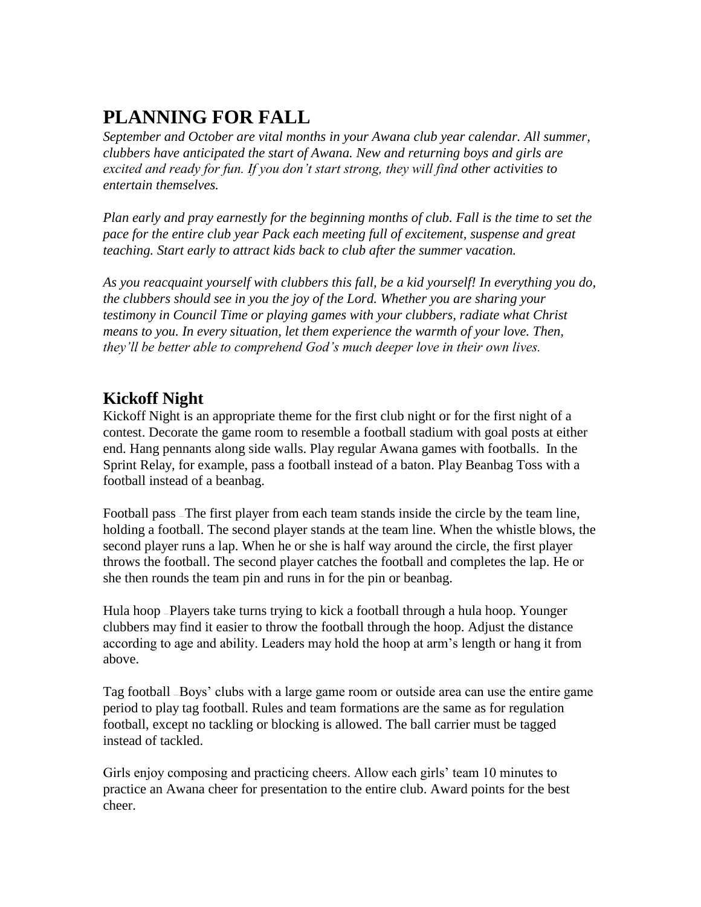# PLANNING FOR FALL

*September and October are vital months in your Awana club year calendar. All summer, clubbers have anticipated the start of Awana. New and returning boys and girls are excited and ready for fun. If you don't start strong, they will find other activities to entertain themselves.*

*Plan early and pray earnestly for the beginning months of club. Fall is the time to set the pace for the entire club year Pack each meeting full of excitement, suspense and great teaching. Start early to attract kids back to club after the summer vacation.*

*As you reacquaint yourself with clubbers this fall, be a kid yourself! In everything you do, the clubbers should see in you the joy of the Lord. Whether you are sharing your testimony in Council Time or playing games with your clubbers, radiate what Christ means to you. In every situation, let them experience the warmth of your love. Then, they'll be better able to comprehend God's much deeper love in their own lives.*

## Kickoff Night

Kickoff Night is an appropriate theme for the first club night or for the first night of a contest. Decorate the game room to resemble a football stadium with goal posts at either end. Hang pennants along side walls. Play regular Awana games with footballs. In the Sprint Relay, for example, pass a football instead of a baton. Play Beanbag Toss with a football instead of a beanbag.

Football pass – The first player from each team stands inside the circle by the team line, holding a football. The second player stands at the team line. When the whistle blows, the second player runs a lap. When he or she is half way around the circle, the first player throws the football. The second player catches the football and completes the lap. He or she then rounds the team pin and runs in for the pin or beanbag.

Hula hoop – Players take turns trying to kick a football through a hula hoop. Younger clubbers may find it easier to throw the football through the hoop. Adjust the distance according to age and ability. Leaders may hold the hoop at arm's length or hang it from above.

Tag football – Boys' clubs with a large game room or outside area can use the entire game period to play tag football. Rules and team formations are the same as for regulation football, except no tackling or blocking is allowed. The ball carrier must be tagged instead of tackled.

Girls enjoy composing and practicing cheers. Allow each girls' team 10 minutes to practice an Awana cheer for presentation to the entire club. Award points for the best cheer.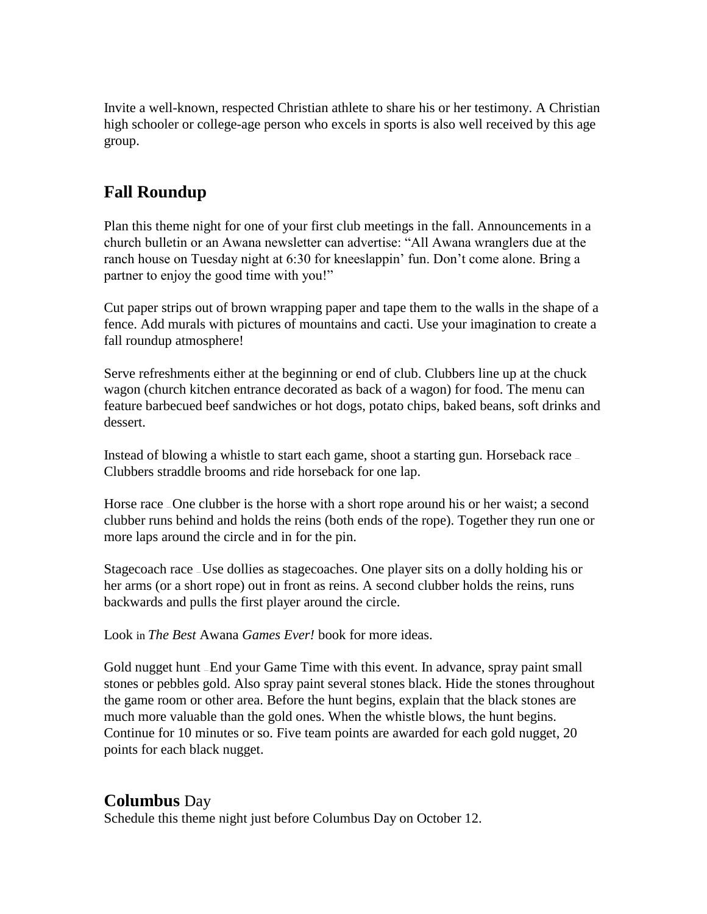Invite a well-known, respected Christian athlete to share his or her testimony. A Christian high schooler or college-age person who excels in sports is also well received by this age group.

## Fall Roundup

Plan this theme night for one of your first club meetings in the fall. Announcements in a church bulletin or an Awana newsletter can advertise: "All Awana wranglers due at the ranch house on Tuesday night at 6:30 for kneeslappin' fun. Don't come alone. Bring a partner to enjoy the good time with you!"

Cut paper strips out of brown wrapping paper and tape them to the walls in the shape of a fence. Add murals with pictures of mountains and cacti. Use your imagination to create a fall roundup atmosphere!

Serve refreshments either at the beginning or end of club. Clubbers line up at the chuck wagon (church kitchen entrance decorated as back of a wagon) for food. The menu can feature barbecued beef sandwiches or hot dogs, potato chips, baked beans, soft drinks and dessert.

Instead of blowing a whistle to start each game, shoot a starting gun. Horseback race – Clubbers straddle brooms and ride horseback for one lap.

Horse race – One clubber is the horse with a short rope around his or her waist; a second clubber runs behind and holds the reins (both ends of the rope). Together they run one or more laps around the circle and in for the pin.

Stagecoach race – Use dollies as stagecoaches. One player sits on a dolly holding his or her arms (or a short rope) out in front as reins. A second clubber holds the reins, runs backwards and pulls the first player around the circle.

Look in *The Best* Awana *Games Ever!* book for more ideas.

Gold nugget hunt – End your Game Time with this event. In advance, spray paint small stones or pebbles gold. Also spray paint several stones black. Hide the stones throughout the game room or other area. Before the hunt begins, explain that the black stones are much more valuable than the gold ones. When the whistle blows, the hunt begins. Continue for 10 minutes or so. Five team points are awarded for each gold nugget, 20 points for each black nugget.

## **Columbus** Day

Schedule this theme night just before Columbus Day on October 12.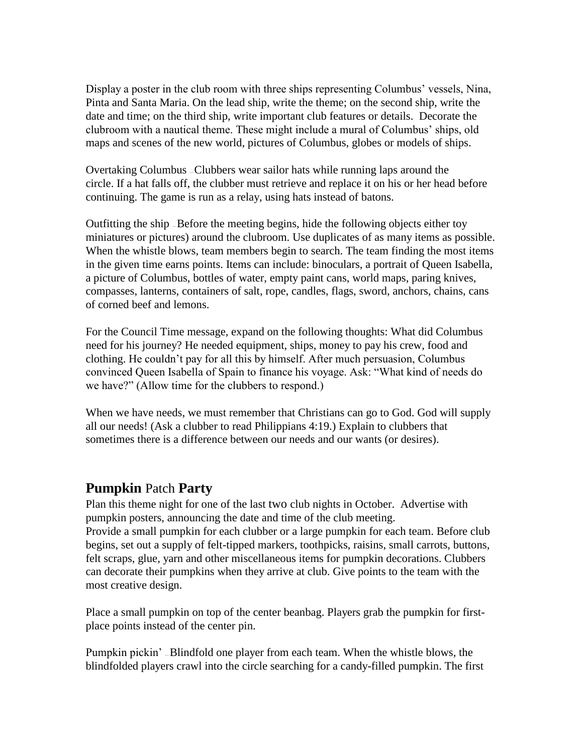Display a poster in the club room with three ships representing Columbus' vessels, Nina, Pinta and Santa Maria. On the lead ship, write the theme; on the second ship, write the date and time; on the third ship, write important club features or details. Decorate the clubroom with a nautical theme. These might include a mural of Columbus' ships, old maps and scenes of the new world, pictures of Columbus, globes or models of ships.

Overtaking Columbus – Clubbers wear sailor hats while running laps around the circle. If a hat falls off, the clubber must retrieve and replace it on his or her head before continuing. The game is run as a relay, using hats instead of batons.

Outfitting the ship – Before the meeting begins, hide the following objects either toy miniatures or pictures) around the clubroom. Use duplicates of as many items as possible. When the whistle blows, team members begin to search. The team finding the most items in the given time earns points. Items can include: binoculars, a portrait of Queen Isabella, a picture of Columbus, bottles of water, empty paint cans, world maps, paring knives, compasses, lanterns, containers of salt, rope, candles, flags, sword, anchors, chains, cans of corned beef and lemons.

For the Council Time message, expand on the following thoughts: What did Columbus need for his journey? He needed equipment, ships, money to pay his crew, food and clothing. He couldn't pay for all this by himself. After much persuasion, Columbus convinced Queen Isabella of Spain to finance his voyage. Ask: "What kind of needs do we have?" (Allow time for the clubbers to respond.)

When we have needs, we must remember that Christians can go to God. God will supply all our needs! (Ask a clubber to read Philippians 4:19.) Explain to clubbers that sometimes there is a difference between our needs and our wants (or desires).

## **Pumpkin** Patch **Party**

Plan this theme night for one of the last two club nights in October. Advertise with pumpkin posters, announcing the date and time of the club meeting.
Provide a small pumpkin for each clubber or a large pumpkin for each team. Before club begins, set out a supply of felt-tipped markers, toothpicks, raisins, small carrots, buttons, felt scraps, glue, yarn and other miscellaneous items for pumpkin decorations. Clubbers can decorate their pumpkins when they arrive at club. Give points to the team with the most creative design.

Place a small pumpkin on top of the center beanbag. Players grab the pumpkin for first-place points instead of the center pin.

Pumpkin pickin' – Blindfold one player from each team. When the whistle blows, the blindfolded players crawl into the circle searching for a candy-filled pumpkin. The first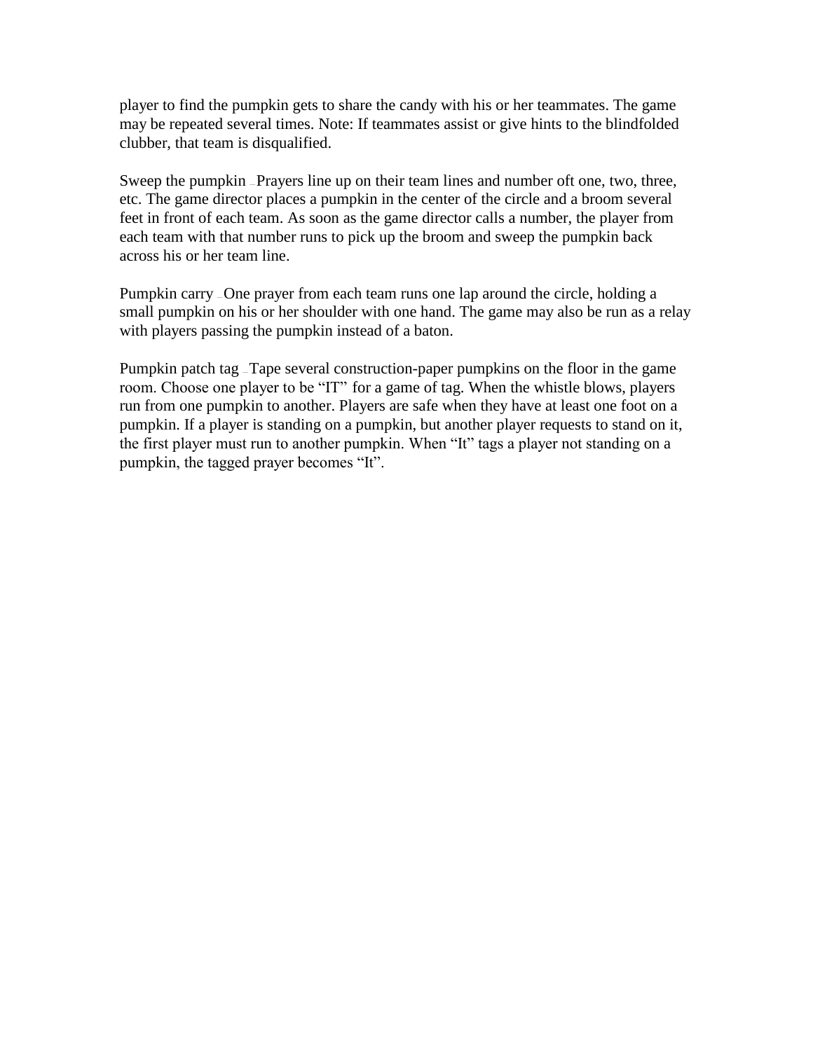player to find the pumpkin gets to share the candy with his or her teammates. The game may be repeated several times. Note: If teammates assist or give hints to the blindfolded clubber, that team is disqualified.

Sweep the pumpkin – Prayers line up on their team lines and number oft one, two, three, etc. The game director places a pumpkin in the center of the circle and a broom several feet in front of each team. As soon as the game director calls a number, the player from each team with that number runs to pick up the broom and sweep the pumpkin back across his or her team line.

Pumpkin carry – One prayer from each team runs one lap around the circle, holding a small pumpkin on his or her shoulder with one hand. The game may also be run as a relay with players passing the pumpkin instead of a baton.

Pumpkin patch tag – Tape several construction-paper pumpkins on the floor in the game room. Choose one player to be "IT" for a game of tag. When the whistle blows, players run from one pumpkin to another. Players are safe when they have at least one foot on a pumpkin. If a player is standing on a pumpkin, but another player requests to stand on it, the first player must run to another pumpkin. When "It" tags a player not standing on a pumpkin, the tagged prayer becomes "It".